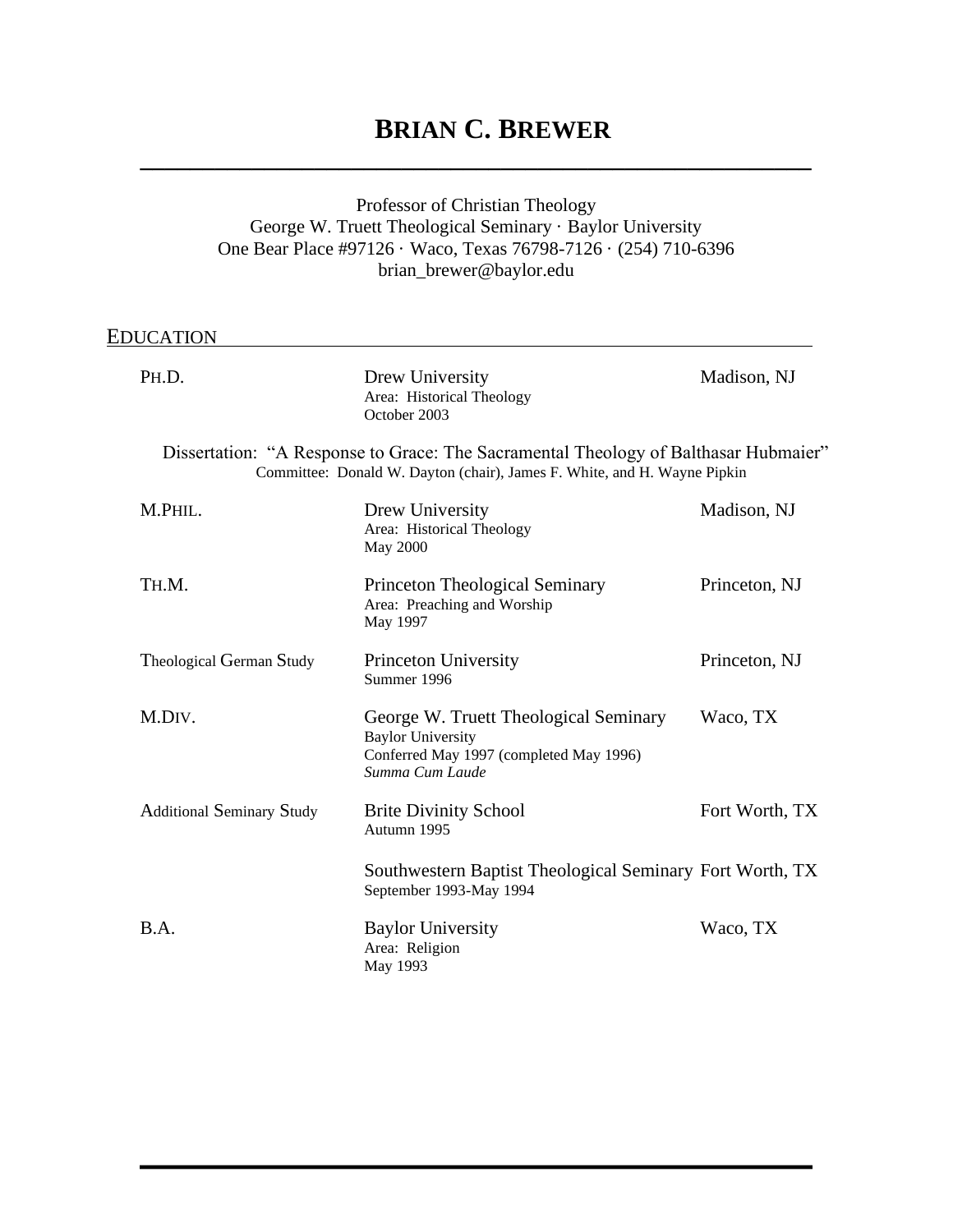# BRIAN C. BREWER

Professor of Christian Theology
George W. Truett Theological Seminary · Baylor University
One Bear Place #97126 · Waco, Texas 76798-7126 · (254) 710-6396
brian_brewer@baylor.edu

## EDUCATION

**PH.D.** — Drew University — Madison, NJ
Area: Historical Theology
October 2003

Dissertation: "A Response to Grace: The Sacramental Theology of Balthasar Hubmaier"
Committee: Donald W. Dayton (chair), James F. White, and H. Wayne Pipkin

**M.PHIL.** — Drew University — Madison, NJ
Area: Historical Theology
May 2000

**TH.M.** — Princeton Theological Seminary — Princeton, NJ
Area: Preaching and Worship
May 1997

**Theological German Study** — Princeton University — Princeton, NJ
Summer 1996

**M.DIV.** — George W. Truett Theological Seminary — Waco, TX
Baylor University
Conferred May 1997 (completed May 1996)
*Summa Cum Laude*

**Additional Seminary Study** — Brite Divinity School — Fort Worth, TX
Autumn 1995

Southwestern Baptist Theological Seminary — Fort Worth, TX
September 1993-May 1994

**B.A.** — Baylor University — Waco, TX
Area: Religion
May 1993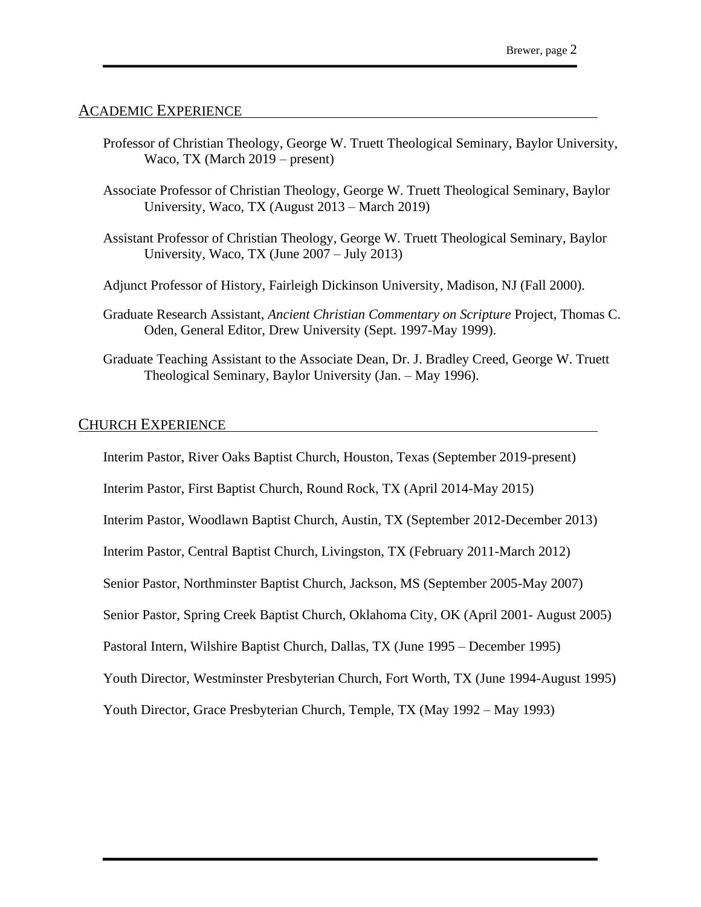## ACADEMIC EXPERIENCE

Professor of Christian Theology, George W. Truett Theological Seminary, Baylor University, Waco, TX (March 2019 – present)

Associate Professor of Christian Theology, George W. Truett Theological Seminary, Baylor University, Waco, TX (August 2013 – March 2019)

Assistant Professor of Christian Theology, George W. Truett Theological Seminary, Baylor University, Waco, TX (June 2007 – July 2013)

Adjunct Professor of History, Fairleigh Dickinson University, Madison, NJ (Fall 2000).

Graduate Research Assistant, *Ancient Christian Commentary on Scripture* Project, Thomas C. Oden, General Editor, Drew University (Sept. 1997-May 1999).

Graduate Teaching Assistant to the Associate Dean, Dr. J. Bradley Creed, George W. Truett Theological Seminary, Baylor University (Jan. – May 1996).

## CHURCH EXPERIENCE

Interim Pastor, River Oaks Baptist Church, Houston, Texas (September 2019-present)

Interim Pastor, First Baptist Church, Round Rock, TX (April 2014-May 2015)

Interim Pastor, Woodlawn Baptist Church, Austin, TX (September 2012-December 2013)

Interim Pastor, Central Baptist Church, Livingston, TX (February 2011-March 2012)

Senior Pastor, Northminster Baptist Church, Jackson, MS (September 2005-May 2007)

Senior Pastor, Spring Creek Baptist Church, Oklahoma City, OK (April 2001- August 2005)

Pastoral Intern, Wilshire Baptist Church, Dallas, TX (June 1995 – December 1995)

Youth Director, Westminster Presbyterian Church, Fort Worth, TX (June 1994-August 1995)

Youth Director, Grace Presbyterian Church, Temple, TX (May 1992 – May 1993)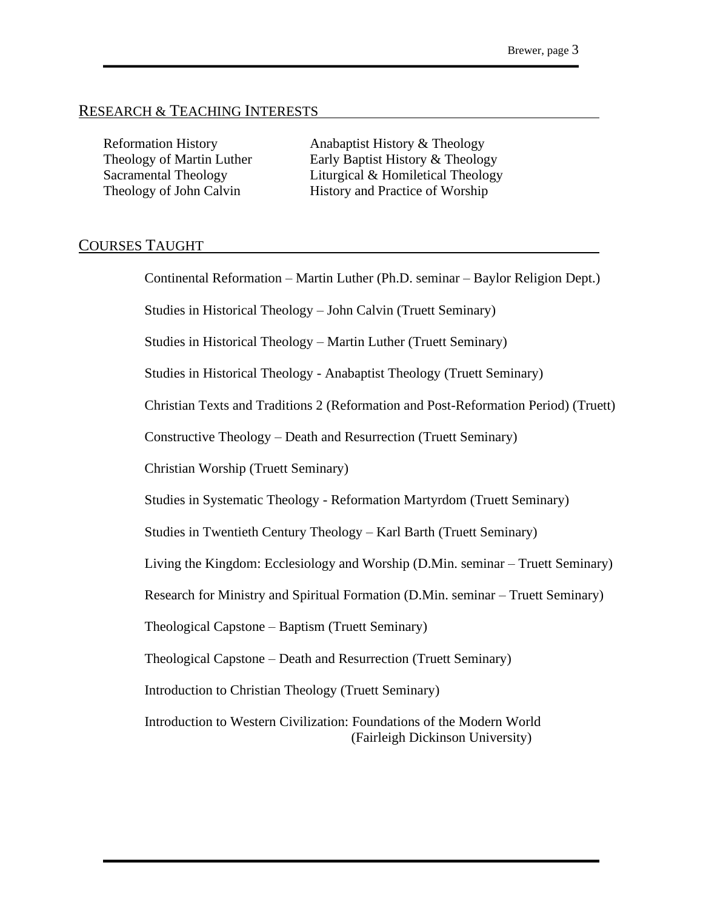## RESEARCH & TEACHING INTERESTS

- Reformation History
- Theology of Martin Luther
- Sacramental Theology
- Theology of John Calvin
- Anabaptist History & Theology
- Early Baptist History & Theology
- Liturgical & Homiletical Theology
- History and Practice of Worship

## COURSES TAUGHT

Continental Reformation – Martin Luther (Ph.D. seminar – Baylor Religion Dept.)

Studies in Historical Theology – John Calvin (Truett Seminary)

Studies in Historical Theology – Martin Luther (Truett Seminary)

Studies in Historical Theology - Anabaptist Theology (Truett Seminary)

Christian Texts and Traditions 2 (Reformation and Post-Reformation Period) (Truett)

Constructive Theology – Death and Resurrection (Truett Seminary)

Christian Worship (Truett Seminary)

Studies in Systematic Theology - Reformation Martyrdom (Truett Seminary)

Studies in Twentieth Century Theology – Karl Barth (Truett Seminary)

Living the Kingdom: Ecclesiology and Worship (D.Min. seminar – Truett Seminary)

Research for Ministry and Spiritual Formation (D.Min. seminar – Truett Seminary)

Theological Capstone – Baptism (Truett Seminary)

Theological Capstone – Death and Resurrection (Truett Seminary)

Introduction to Christian Theology (Truett Seminary)

Introduction to Western Civilization: Foundations of the Modern World (Fairleigh Dickinson University)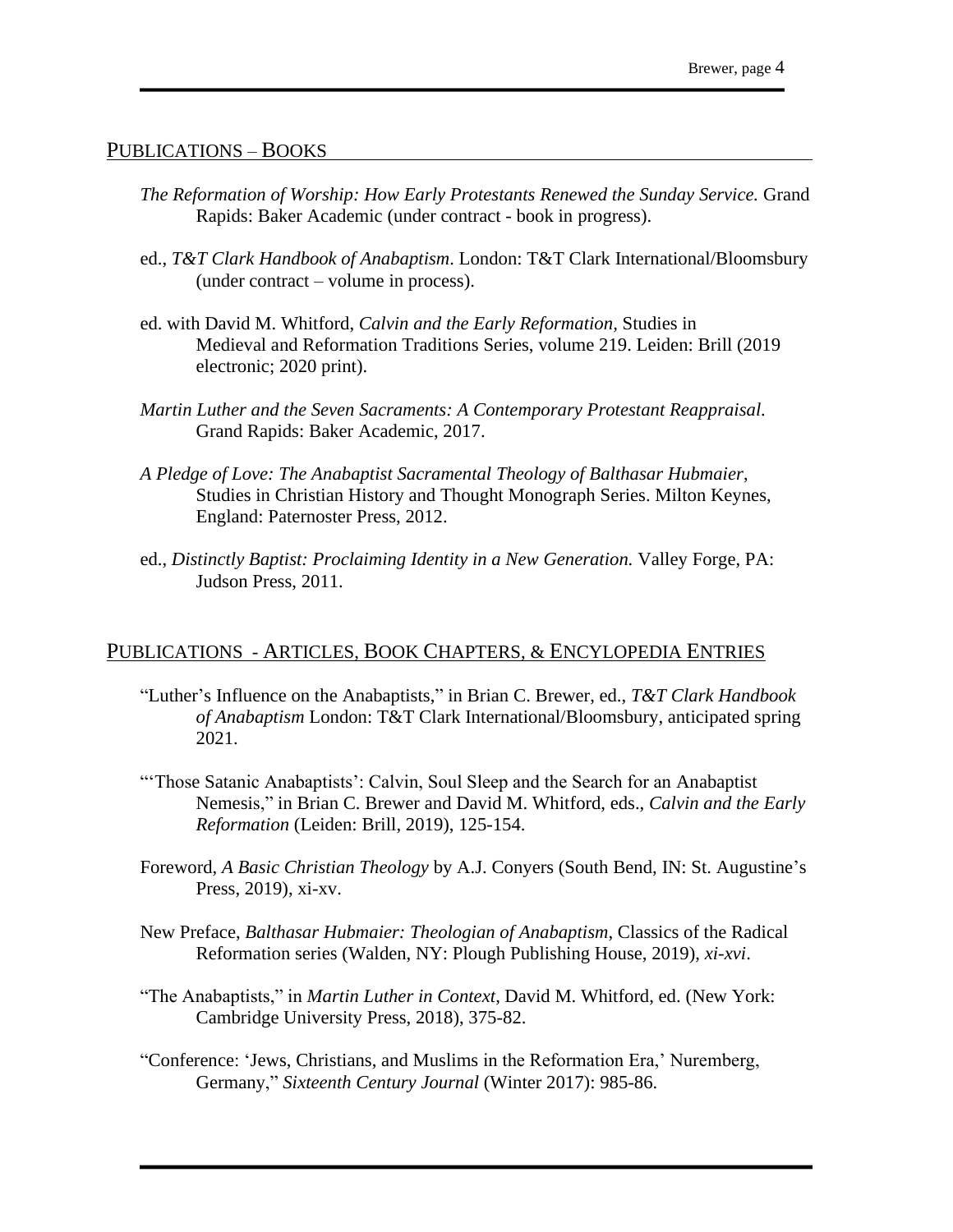## PUBLICATIONS – BOOKS

*The Reformation of Worship: How Early Protestants Renewed the Sunday Service.* Grand Rapids: Baker Academic (under contract - book in progress).

ed., *T&T Clark Handbook of Anabaptism*. London: T&T Clark International/Bloomsbury (under contract – volume in process).

ed. with David M. Whitford, *Calvin and the Early Reformation,* Studies in Medieval and Reformation Traditions Series, volume 219. Leiden: Brill (2019 electronic; 2020 print).

*Martin Luther and the Seven Sacraments: A Contemporary Protestant Reappraisal.* Grand Rapids: Baker Academic, 2017.

*A Pledge of Love: The Anabaptist Sacramental Theology of Balthasar Hubmaier*, Studies in Christian History and Thought Monograph Series. Milton Keynes, England: Paternoster Press, 2012.

ed., *Distinctly Baptist: Proclaiming Identity in a New Generation.* Valley Forge, PA: Judson Press, 2011.

## PUBLICATIONS - ARTICLES, BOOK CHAPTERS, & ENCYLOPEDIA ENTRIES

"Luther's Influence on the Anabaptists," in Brian C. Brewer, ed., *T&T Clark Handbook of Anabaptism* London: T&T Clark International/Bloomsbury, anticipated spring 2021.

"'Those Satanic Anabaptists': Calvin, Soul Sleep and the Search for an Anabaptist Nemesis," in Brian C. Brewer and David M. Whitford, eds., *Calvin and the Early Reformation* (Leiden: Brill, 2019), 125-154.

Foreword, *A Basic Christian Theology* by A.J. Conyers (South Bend, IN: St. Augustine's Press, 2019), xi-xv.

New Preface, *Balthasar Hubmaier: Theologian of Anabaptism*, Classics of the Radical Reformation series (Walden, NY: Plough Publishing House, 2019), *xi-xvi*.

"The Anabaptists," in *Martin Luther in Context*, David M. Whitford, ed. (New York: Cambridge University Press, 2018), 375-82.

"Conference: 'Jews, Christians, and Muslims in the Reformation Era,' Nuremberg, Germany," *Sixteenth Century Journal* (Winter 2017): 985-86.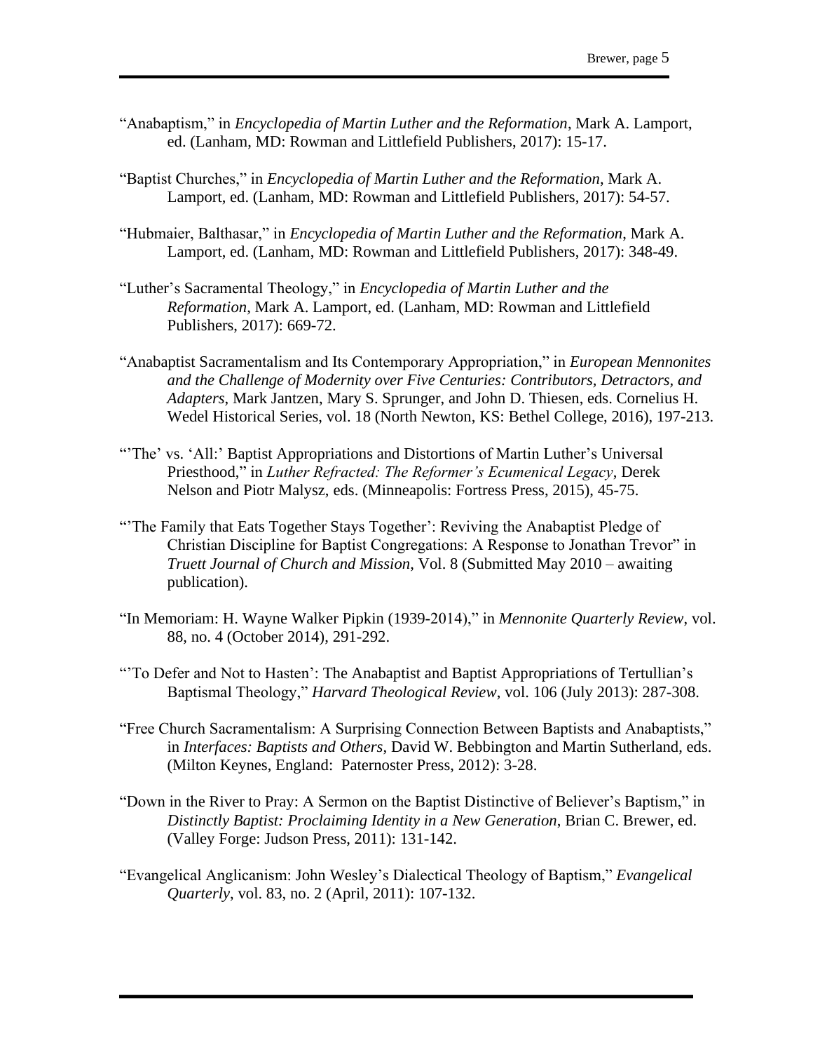"Anabaptism," in *Encyclopedia of Martin Luther and the Reformation*, Mark A. Lamport, ed. (Lanham, MD: Rowman and Littlefield Publishers, 2017): 15-17.

"Baptist Churches," in *Encyclopedia of Martin Luther and the Reformation*, Mark A. Lamport, ed. (Lanham, MD: Rowman and Littlefield Publishers, 2017): 54-57.

"Hubmaier, Balthasar," in *Encyclopedia of Martin Luther and the Reformation*, Mark A. Lamport, ed. (Lanham, MD: Rowman and Littlefield Publishers, 2017): 348-49.

"Luther's Sacramental Theology," in *Encyclopedia of Martin Luther and the Reformation*, Mark A. Lamport, ed. (Lanham, MD: Rowman and Littlefield Publishers, 2017): 669-72.

"Anabaptist Sacramentalism and Its Contemporary Appropriation," in *European Mennonites and the Challenge of Modernity over Five Centuries: Contributors, Detractors, and Adapters*, Mark Jantzen, Mary S. Sprunger, and John D. Thiesen, eds. Cornelius H. Wedel Historical Series, vol. 18 (North Newton, KS: Bethel College, 2016), 197-213.

"'The' vs. 'All:' Baptist Appropriations and Distortions of Martin Luther's Universal Priesthood," in *Luther Refracted: The Reformer's Ecumenical Legacy*, Derek Nelson and Piotr Malysz, eds. (Minneapolis: Fortress Press, 2015), 45-75.

"'The Family that Eats Together Stays Together': Reviving the Anabaptist Pledge of Christian Discipline for Baptist Congregations: A Response to Jonathan Trevor" in *Truett Journal of Church and Mission*, Vol. 8 (Submitted May 2010 – awaiting publication).

"In Memoriam: H. Wayne Walker Pipkin (1939-2014)," in *Mennonite Quarterly Review*, vol. 88, no. 4 (October 2014), 291-292.

"'To Defer and Not to Hasten': The Anabaptist and Baptist Appropriations of Tertullian's Baptismal Theology," *Harvard Theological Review*, vol. 106 (July 2013): 287-308.

"Free Church Sacramentalism: A Surprising Connection Between Baptists and Anabaptists," in *Interfaces: Baptists and Others*, David W. Bebbington and Martin Sutherland, eds. (Milton Keynes, England: Paternoster Press, 2012): 3-28.

"Down in the River to Pray: A Sermon on the Baptist Distinctive of Believer's Baptism," in *Distinctly Baptist: Proclaiming Identity in a New Generation*, Brian C. Brewer, ed. (Valley Forge: Judson Press, 2011): 131-142.

"Evangelical Anglicanism: John Wesley's Dialectical Theology of Baptism," *Evangelical Quarterly*, vol. 83, no. 2 (April, 2011): 107-132.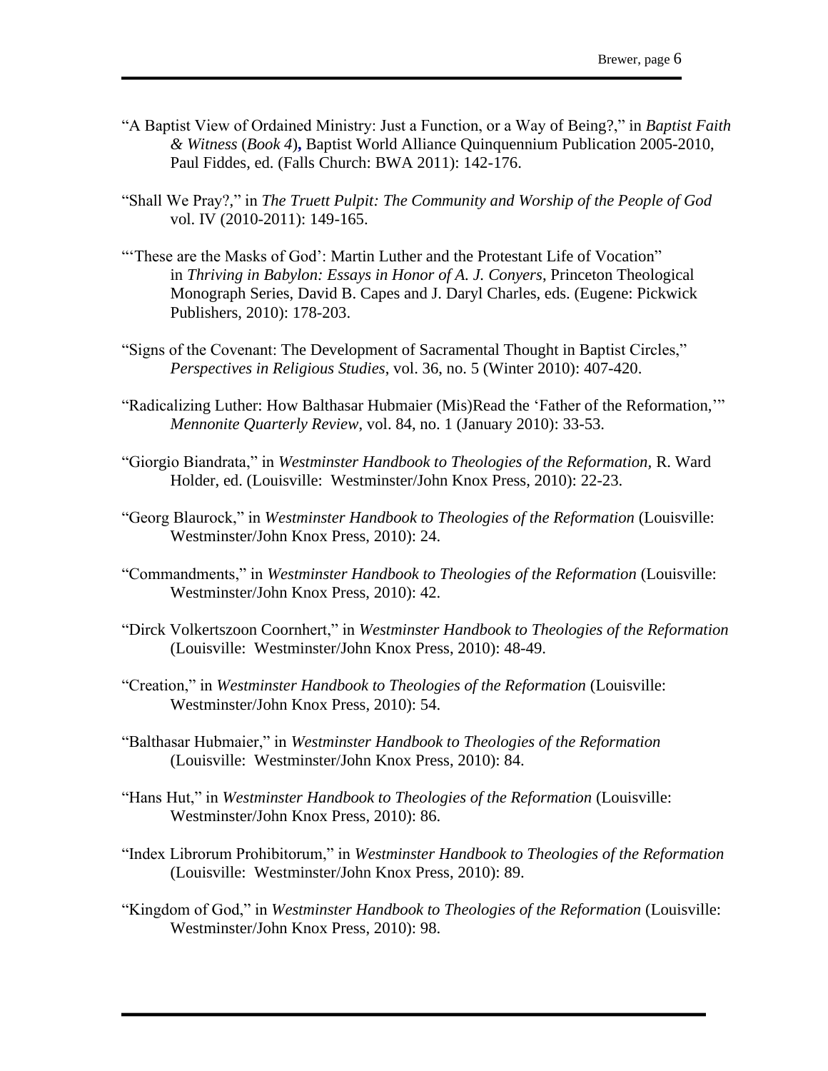"A Baptist View of Ordained Ministry: Just a Function, or a Way of Being?," in *Baptist Faith & Witness* (*Book 4*)**,** Baptist World Alliance Quinquennium Publication 2005-2010, Paul Fiddes, ed. (Falls Church: BWA 2011): 142-176.

"Shall We Pray?," in *The Truett Pulpit: The Community and Worship of the People of God* vol. IV (2010-2011): 149-165.

"'These are the Masks of God': Martin Luther and the Protestant Life of Vocation" in *Thriving in Babylon: Essays in Honor of A. J. Conyers*, Princeton Theological Monograph Series, David B. Capes and J. Daryl Charles, eds. (Eugene: Pickwick Publishers, 2010): 178-203.

"Signs of the Covenant: The Development of Sacramental Thought in Baptist Circles," *Perspectives in Religious Studies*, vol. 36, no. 5 (Winter 2010): 407-420.

"Radicalizing Luther: How Balthasar Hubmaier (Mis)Read the 'Father of the Reformation,'" *Mennonite Quarterly Review*, vol. 84, no. 1 (January 2010): 33-53.

"Giorgio Biandrata," in *Westminster Handbook to Theologies of the Reformation*, R. Ward Holder, ed. (Louisville: Westminster/John Knox Press, 2010): 22-23.

"Georg Blaurock," in *Westminster Handbook to Theologies of the Reformation* (Louisville: Westminster/John Knox Press, 2010): 24.

"Commandments," in *Westminster Handbook to Theologies of the Reformation* (Louisville: Westminster/John Knox Press, 2010): 42.

"Dirck Volkertszoon Coornhert," in *Westminster Handbook to Theologies of the Reformation* (Louisville: Westminster/John Knox Press, 2010): 48-49.

"Creation," in *Westminster Handbook to Theologies of the Reformation* (Louisville: Westminster/John Knox Press, 2010): 54.

"Balthasar Hubmaier," in *Westminster Handbook to Theologies of the Reformation* (Louisville: Westminster/John Knox Press, 2010): 84.

"Hans Hut," in *Westminster Handbook to Theologies of the Reformation* (Louisville: Westminster/John Knox Press, 2010): 86.

"Index Librorum Prohibitorum," in *Westminster Handbook to Theologies of the Reformation* (Louisville: Westminster/John Knox Press, 2010): 89.

"Kingdom of God," in *Westminster Handbook to Theologies of the Reformation* (Louisville: Westminster/John Knox Press, 2010): 98.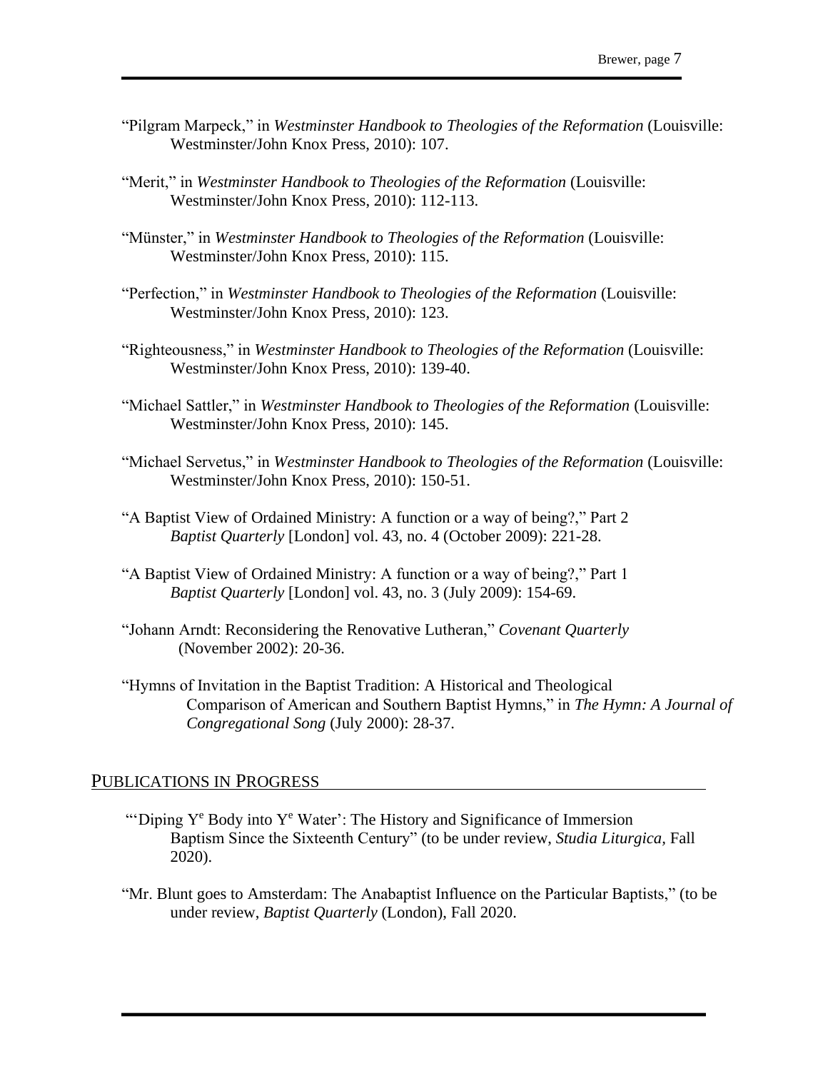"Pilgram Marpeck," in *Westminster Handbook to Theologies of the Reformation* (Louisville: Westminster/John Knox Press, 2010): 107.

"Merit," in *Westminster Handbook to Theologies of the Reformation* (Louisville: Westminster/John Knox Press, 2010): 112-113.

"Münster," in *Westminster Handbook to Theologies of the Reformation* (Louisville: Westminster/John Knox Press, 2010): 115.

"Perfection," in *Westminster Handbook to Theologies of the Reformation* (Louisville: Westminster/John Knox Press, 2010): 123.

"Righteousness," in *Westminster Handbook to Theologies of the Reformation* (Louisville: Westminster/John Knox Press, 2010): 139-40.

"Michael Sattler," in *Westminster Handbook to Theologies of the Reformation* (Louisville: Westminster/John Knox Press, 2010): 145.

"Michael Servetus," in *Westminster Handbook to Theologies of the Reformation* (Louisville: Westminster/John Knox Press, 2010): 150-51.

"A Baptist View of Ordained Ministry: A function or a way of being?," Part 2 *Baptist Quarterly* [London] vol. 43, no. 4 (October 2009): 221-28.

"A Baptist View of Ordained Ministry: A function or a way of being?," Part 1 *Baptist Quarterly* [London] vol. 43, no. 3 (July 2009): 154-69.

"Johann Arndt: Reconsidering the Renovative Lutheran," *Covenant Quarterly* (November 2002): 20-36.

"Hymns of Invitation in the Baptist Tradition: A Historical and Theological Comparison of American and Southern Baptist Hymns," in *The Hymn: A Journal of Congregational Song* (July 2000): 28-37.

## PUBLICATIONS IN PROGRESS

"'Diping Y^e Body into Y^e Water': The History and Significance of Immersion Baptism Since the Sixteenth Century" (to be under review, *Studia Liturgica,* Fall 2020).

"Mr. Blunt goes to Amsterdam: The Anabaptist Influence on the Particular Baptists," (to be under review, *Baptist Quarterly* (London), Fall 2020.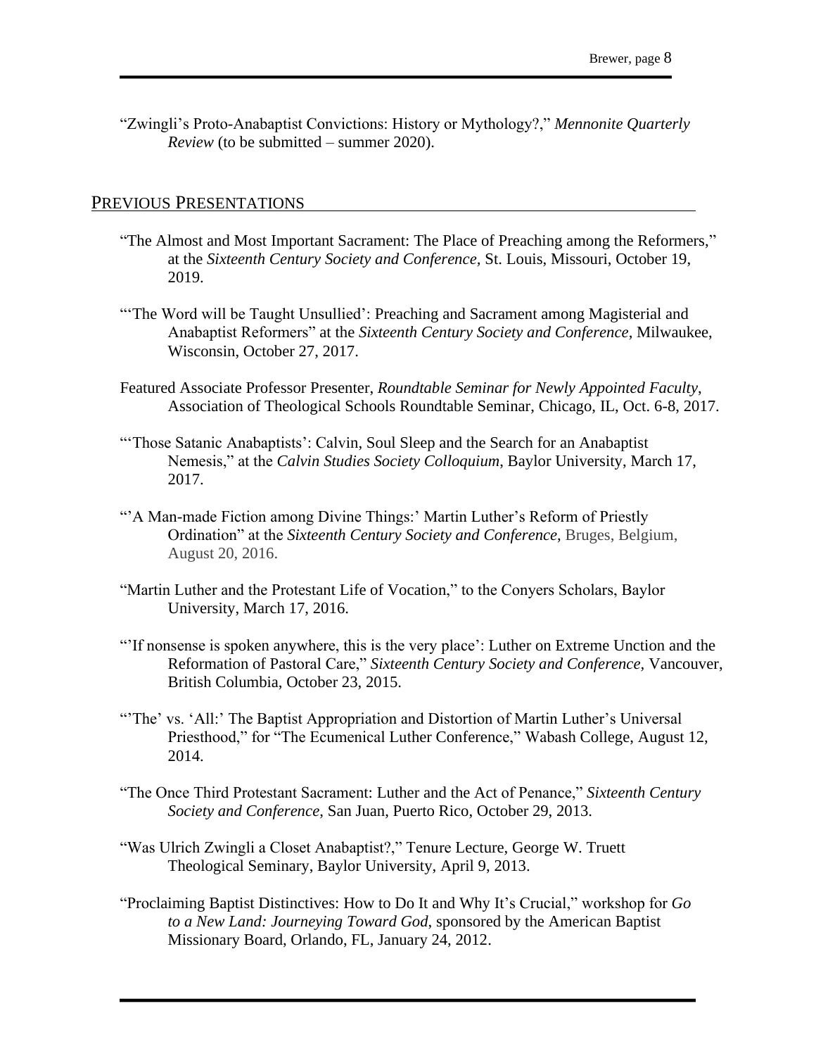"Zwingli's Proto-Anabaptist Convictions: History or Mythology?," *Mennonite Quarterly Review* (to be submitted – summer 2020).

## Previous Presentations

"The Almost and Most Important Sacrament: The Place of Preaching among the Reformers," at the *Sixteenth Century Society and Conference*, St. Louis, Missouri, October 19, 2019.

"'The Word will be Taught Unsullied': Preaching and Sacrament among Magisterial and Anabaptist Reformers" at the *Sixteenth Century Society and Conference*, Milwaukee, Wisconsin, October 27, 2017.

Featured Associate Professor Presenter, *Roundtable Seminar for Newly Appointed Faculty*, Association of Theological Schools Roundtable Seminar, Chicago, IL, Oct. 6-8, 2017.

"'Those Satanic Anabaptists': Calvin, Soul Sleep and the Search for an Anabaptist Nemesis," at the *Calvin Studies Society Colloquium*, Baylor University, March 17, 2017.

"'A Man-made Fiction among Divine Things:' Martin Luther's Reform of Priestly Ordination" at the *Sixteenth Century Society and Conference*, Bruges, Belgium, August 20, 2016.

"Martin Luther and the Protestant Life of Vocation," to the Conyers Scholars, Baylor University, March 17, 2016.

"'If nonsense is spoken anywhere, this is the very place': Luther on Extreme Unction and the Reformation of Pastoral Care," *Sixteenth Century Society and Conference*, Vancouver, British Columbia, October 23, 2015.

"'The' vs. 'All:' The Baptist Appropriation and Distortion of Martin Luther's Universal Priesthood," for "The Ecumenical Luther Conference," Wabash College, August 12, 2014.

"The Once Third Protestant Sacrament: Luther and the Act of Penance," *Sixteenth Century Society and Conference*, San Juan, Puerto Rico, October 29, 2013.

"Was Ulrich Zwingli a Closet Anabaptist?," Tenure Lecture, George W. Truett Theological Seminary, Baylor University, April 9, 2013.

"Proclaiming Baptist Distinctives: How to Do It and Why It's Crucial," workshop for *Go to a New Land: Journeying Toward God*, sponsored by the American Baptist Missionary Board, Orlando, FL, January 24, 2012.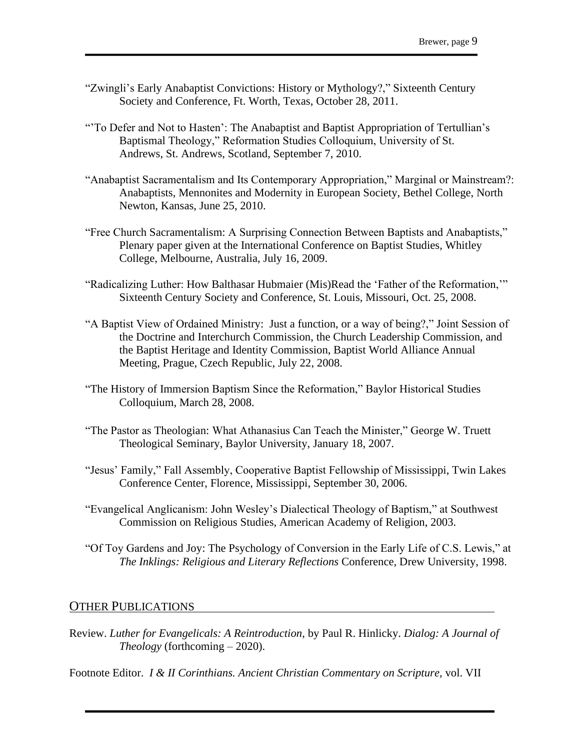"Zwingli's Early Anabaptist Convictions: History or Mythology?," Sixteenth Century Society and Conference, Ft. Worth, Texas, October 28, 2011.

"'To Defer and Not to Hasten': The Anabaptist and Baptist Appropriation of Tertullian's Baptismal Theology," Reformation Studies Colloquium, University of St. Andrews, St. Andrews, Scotland, September 7, 2010.

"Anabaptist Sacramentalism and Its Contemporary Appropriation," Marginal or Mainstream?: Anabaptists, Mennonites and Modernity in European Society, Bethel College, North Newton, Kansas, June 25, 2010.

"Free Church Sacramentalism: A Surprising Connection Between Baptists and Anabaptists," Plenary paper given at the International Conference on Baptist Studies, Whitley College, Melbourne, Australia, July 16, 2009.

"Radicalizing Luther: How Balthasar Hubmaier (Mis)Read the 'Father of the Reformation,'" Sixteenth Century Society and Conference, St. Louis, Missouri, Oct. 25, 2008.

"A Baptist View of Ordained Ministry: Just a function, or a way of being?," Joint Session of the Doctrine and Interchurch Commission, the Church Leadership Commission, and the Baptist Heritage and Identity Commission, Baptist World Alliance Annual Meeting, Prague, Czech Republic, July 22, 2008.

"The History of Immersion Baptism Since the Reformation," Baylor Historical Studies Colloquium, March 28, 2008.

"The Pastor as Theologian: What Athanasius Can Teach the Minister," George W. Truett Theological Seminary, Baylor University, January 18, 2007.

"Jesus' Family," Fall Assembly, Cooperative Baptist Fellowship of Mississippi, Twin Lakes Conference Center, Florence, Mississippi, September 30, 2006.

"Evangelical Anglicanism: John Wesley's Dialectical Theology of Baptism," at Southwest Commission on Religious Studies, American Academy of Religion, 2003.

"Of Toy Gardens and Joy: The Psychology of Conversion in the Early Life of C.S. Lewis," at *The Inklings: Religious and Literary Reflections* Conference, Drew University, 1998.

## OTHER PUBLICATIONS

Review. *Luther for Evangelicals: A Reintroduction*, by Paul R. Hinlicky. *Dialog: A Journal of Theology* (forthcoming – 2020).

Footnote Editor. *I & II Corinthians. Ancient Christian Commentary on Scripture*, vol. VII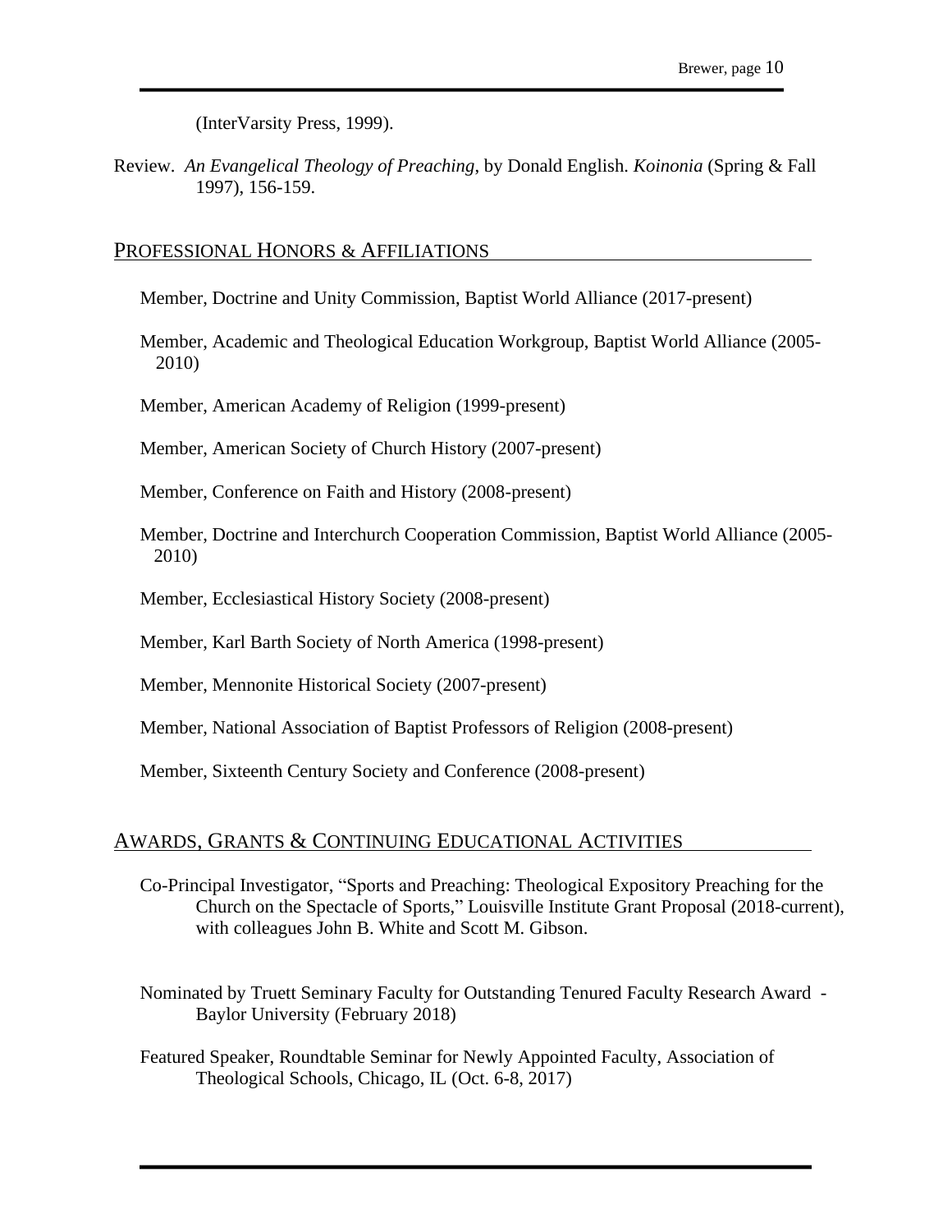(InterVarsity Press, 1999).

Review. *An Evangelical Theology of Preaching*, by Donald English. *Koinonia* (Spring & Fall 1997), 156-159.

## PROFESSIONAL HONORS & AFFILIATIONS

Member, Doctrine and Unity Commission, Baptist World Alliance (2017-present)

Member, Academic and Theological Education Workgroup, Baptist World Alliance (2005-2010)

Member, American Academy of Religion (1999-present)

Member, American Society of Church History (2007-present)

Member, Conference on Faith and History (2008-present)

Member, Doctrine and Interchurch Cooperation Commission, Baptist World Alliance (2005-2010)

Member, Ecclesiastical History Society (2008-present)

Member, Karl Barth Society of North America (1998-present)

Member, Mennonite Historical Society (2007-present)

Member, National Association of Baptist Professors of Religion (2008-present)

Member, Sixteenth Century Society and Conference (2008-present)

## AWARDS, GRANTS & CONTINUING EDUCATIONAL ACTIVITIES

Co-Principal Investigator, "Sports and Preaching: Theological Expository Preaching for the Church on the Spectacle of Sports," Louisville Institute Grant Proposal (2018-current), with colleagues John B. White and Scott M. Gibson.

Nominated by Truett Seminary Faculty for Outstanding Tenured Faculty Research Award - Baylor University (February 2018)

Featured Speaker, Roundtable Seminar for Newly Appointed Faculty, Association of Theological Schools, Chicago, IL (Oct. 6-8, 2017)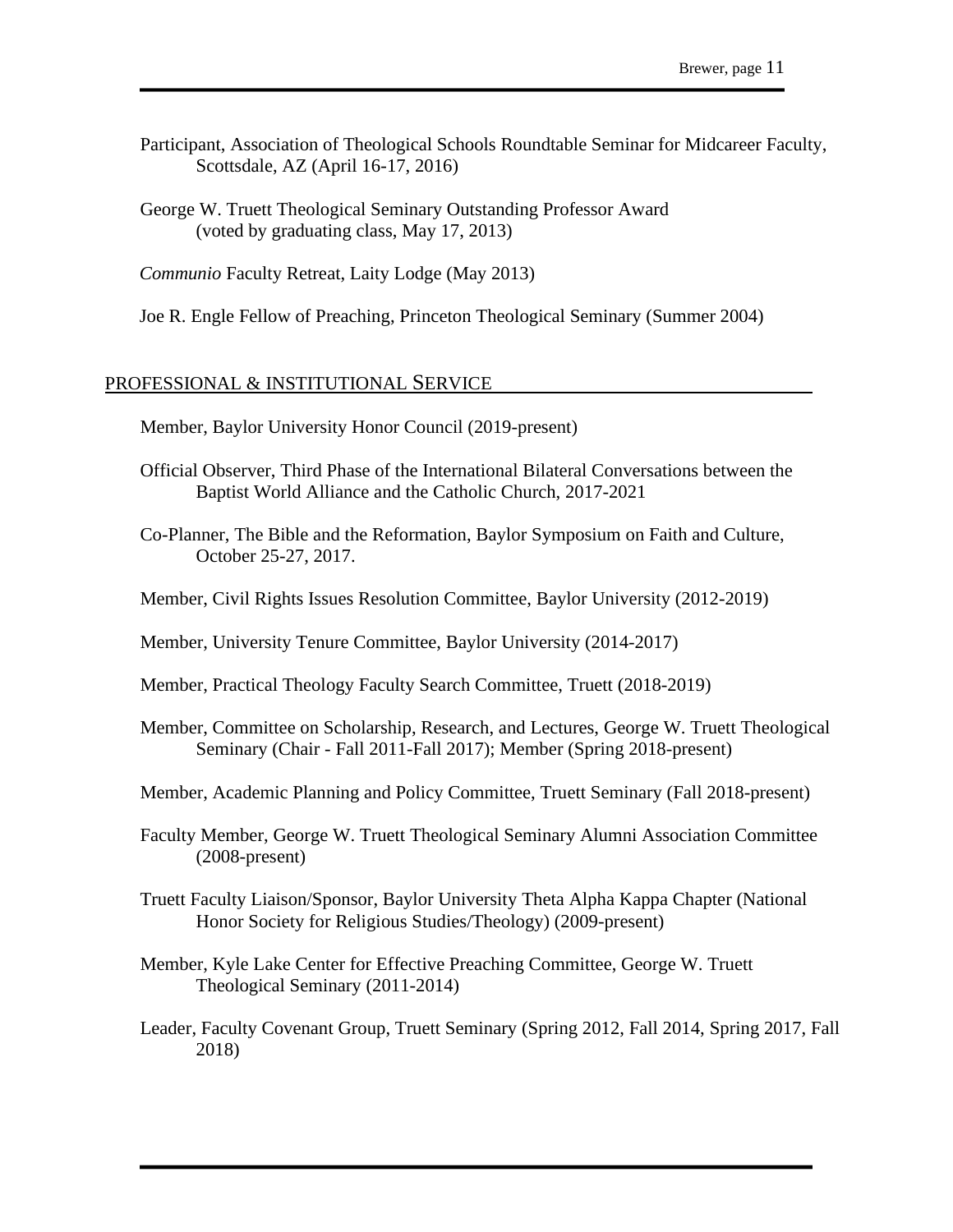Participant, Association of Theological Schools Roundtable Seminar for Midcareer Faculty, Scottsdale, AZ (April 16-17, 2016)

George W. Truett Theological Seminary Outstanding Professor Award (voted by graduating class, May 17, 2013)

*Communio* Faculty Retreat, Laity Lodge (May 2013)

Joe R. Engle Fellow of Preaching, Princeton Theological Seminary (Summer 2004)

## PROFESSIONAL & INSTITUTIONAL SERVICE

Member, Baylor University Honor Council (2019-present)

Official Observer, Third Phase of the International Bilateral Conversations between the Baptist World Alliance and the Catholic Church, 2017-2021

Co-Planner, The Bible and the Reformation, Baylor Symposium on Faith and Culture, October 25-27, 2017.

Member, Civil Rights Issues Resolution Committee, Baylor University (2012-2019)

Member, University Tenure Committee, Baylor University (2014-2017)

Member, Practical Theology Faculty Search Committee, Truett (2018-2019)

Member, Committee on Scholarship, Research, and Lectures, George W. Truett Theological Seminary (Chair - Fall 2011-Fall 2017); Member (Spring 2018-present)

Member, Academic Planning and Policy Committee, Truett Seminary (Fall 2018-present)

Faculty Member, George W. Truett Theological Seminary Alumni Association Committee (2008-present)

Truett Faculty Liaison/Sponsor, Baylor University Theta Alpha Kappa Chapter (National Honor Society for Religious Studies/Theology) (2009-present)

Member, Kyle Lake Center for Effective Preaching Committee, George W. Truett Theological Seminary (2011-2014)

Leader, Faculty Covenant Group, Truett Seminary (Spring 2012, Fall 2014, Spring 2017, Fall 2018)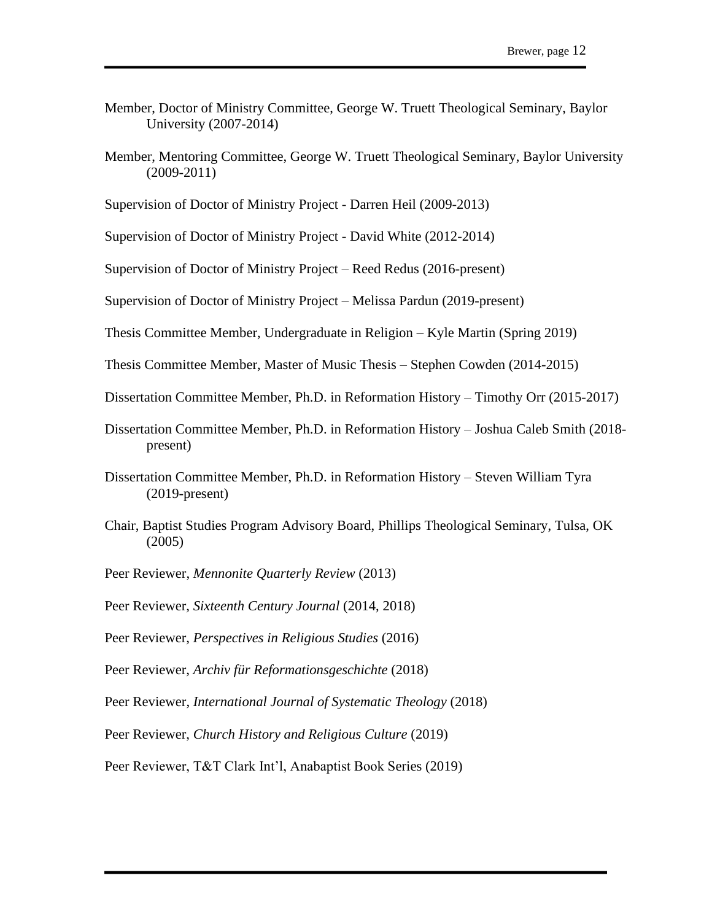Member, Doctor of Ministry Committee, George W. Truett Theological Seminary, Baylor University (2007-2014)

Member, Mentoring Committee, George W. Truett Theological Seminary, Baylor University (2009-2011)

Supervision of Doctor of Ministry Project - Darren Heil (2009-2013)

Supervision of Doctor of Ministry Project - David White (2012-2014)

Supervision of Doctor of Ministry Project – Reed Redus (2016-present)

Supervision of Doctor of Ministry Project – Melissa Pardun (2019-present)

Thesis Committee Member, Undergraduate in Religion – Kyle Martin (Spring 2019)

Thesis Committee Member, Master of Music Thesis – Stephen Cowden (2014-2015)

Dissertation Committee Member, Ph.D. in Reformation History – Timothy Orr (2015-2017)

Dissertation Committee Member, Ph.D. in Reformation History – Joshua Caleb Smith (2018-present)

Dissertation Committee Member, Ph.D. in Reformation History – Steven William Tyra (2019-present)

Chair, Baptist Studies Program Advisory Board, Phillips Theological Seminary, Tulsa, OK (2005)

Peer Reviewer, *Mennonite Quarterly Review* (2013)

Peer Reviewer, *Sixteenth Century Journal* (2014, 2018)

Peer Reviewer, *Perspectives in Religious Studies* (2016)

Peer Reviewer, *Archiv für Reformationsgeschichte* (2018)

Peer Reviewer, *International Journal of Systematic Theology* (2018)

Peer Reviewer, *Church History and Religious Culture* (2019)

Peer Reviewer, T&T Clark Int'l, Anabaptist Book Series (2019)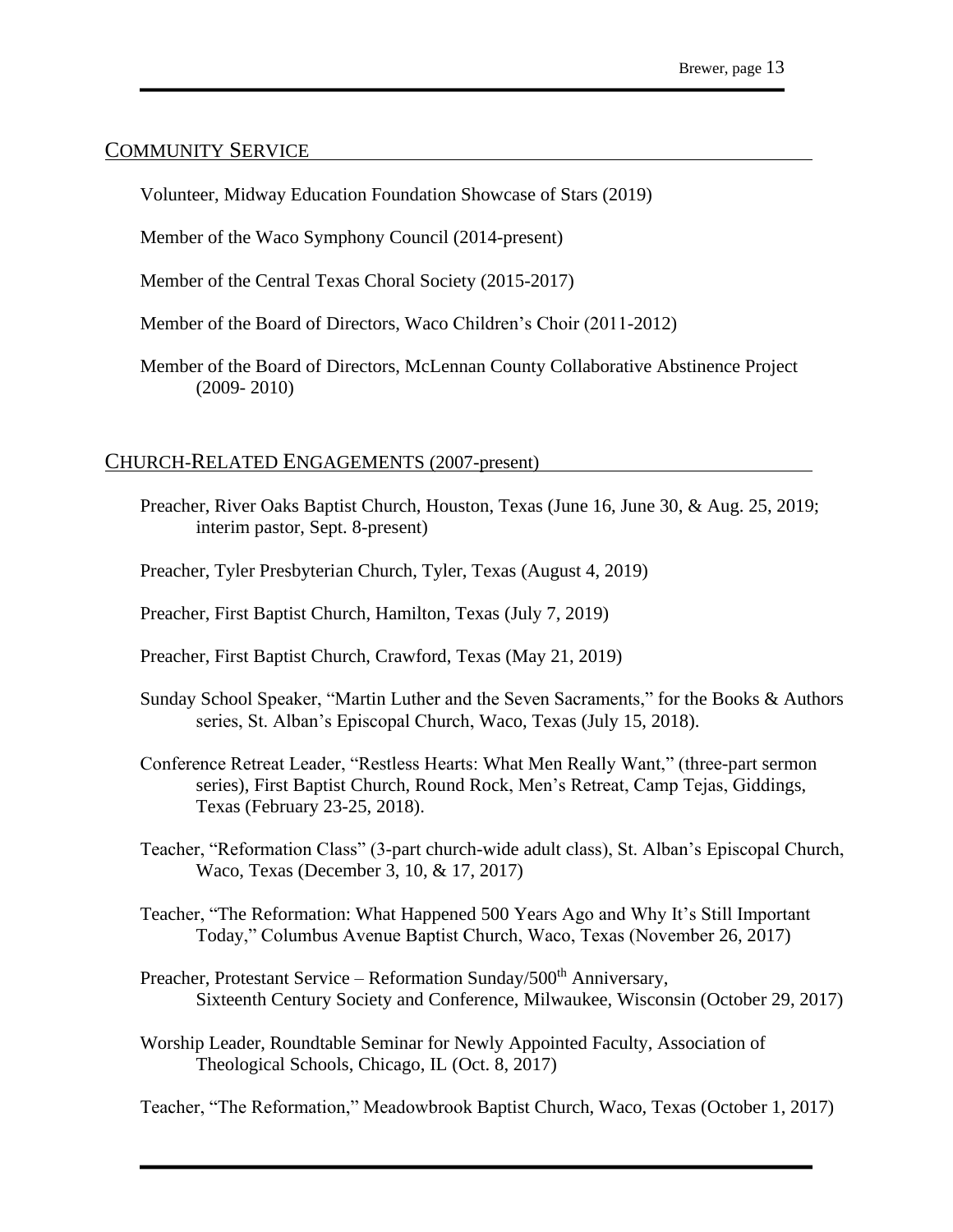## COMMUNITY SERVICE

Volunteer, Midway Education Foundation Showcase of Stars (2019)

Member of the Waco Symphony Council (2014-present)

Member of the Central Texas Choral Society (2015-2017)

Member of the Board of Directors, Waco Children's Choir (2011-2012)

Member of the Board of Directors, McLennan County Collaborative Abstinence Project (2009- 2010)

## CHURCH-RELATED ENGAGEMENTS (2007-present)

Preacher, River Oaks Baptist Church, Houston, Texas (June 16, June 30, & Aug. 25, 2019; interim pastor, Sept. 8-present)

Preacher, Tyler Presbyterian Church, Tyler, Texas (August 4, 2019)

Preacher, First Baptist Church, Hamilton, Texas (July 7, 2019)

Preacher, First Baptist Church, Crawford, Texas (May 21, 2019)

Sunday School Speaker, "Martin Luther and the Seven Sacraments," for the Books & Authors series, St. Alban's Episcopal Church, Waco, Texas (July 15, 2018).

Conference Retreat Leader, "Restless Hearts: What Men Really Want," (three-part sermon series), First Baptist Church, Round Rock, Men's Retreat, Camp Tejas, Giddings, Texas (February 23-25, 2018).

Teacher, "Reformation Class" (3-part church-wide adult class), St. Alban's Episcopal Church, Waco, Texas (December 3, 10, & 17, 2017)

Teacher, "The Reformation: What Happened 500 Years Ago and Why It's Still Important Today," Columbus Avenue Baptist Church, Waco, Texas (November 26, 2017)

Preacher, Protestant Service – Reformation Sunday/500th Anniversary, Sixteenth Century Society and Conference, Milwaukee, Wisconsin (October 29, 2017)

Worship Leader, Roundtable Seminar for Newly Appointed Faculty, Association of Theological Schools, Chicago, IL (Oct. 8, 2017)

Teacher, "The Reformation," Meadowbrook Baptist Church, Waco, Texas (October 1, 2017)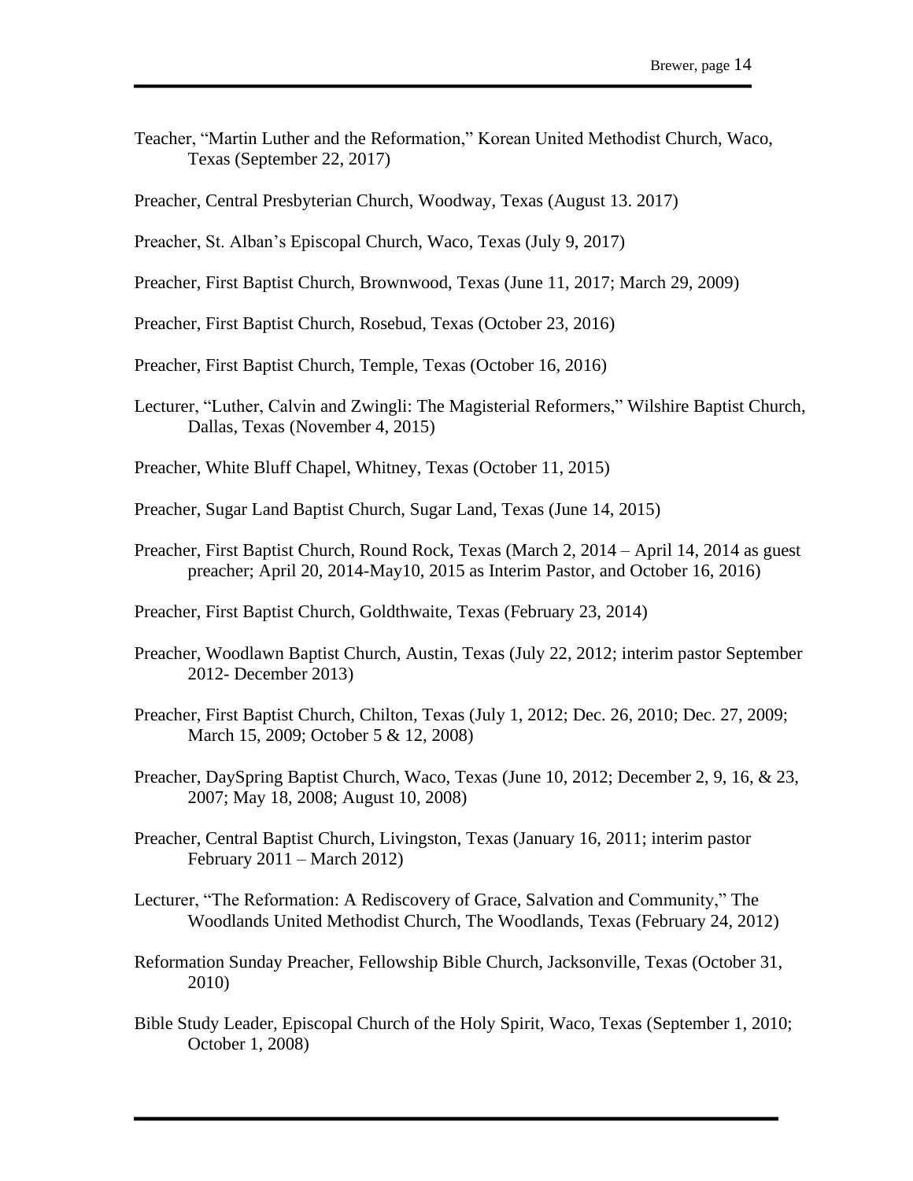Teacher, "Martin Luther and the Reformation," Korean United Methodist Church, Waco, Texas (September 22, 2017)

Preacher, Central Presbyterian Church, Woodway, Texas (August 13. 2017)

Preacher, St. Alban's Episcopal Church, Waco, Texas (July 9, 2017)

Preacher, First Baptist Church, Brownwood, Texas (June 11, 2017; March 29, 2009)

Preacher, First Baptist Church, Rosebud, Texas (October 23, 2016)

Preacher, First Baptist Church, Temple, Texas (October 16, 2016)

Lecturer, "Luther, Calvin and Zwingli: The Magisterial Reformers," Wilshire Baptist Church, Dallas, Texas (November 4, 2015)

Preacher, White Bluff Chapel, Whitney, Texas (October 11, 2015)

Preacher, Sugar Land Baptist Church, Sugar Land, Texas (June 14, 2015)

Preacher, First Baptist Church, Round Rock, Texas (March 2, 2014 – April 14, 2014 as guest preacher; April 20, 2014-May10, 2015 as Interim Pastor, and October 16, 2016)

Preacher, First Baptist Church, Goldthwaite, Texas (February 23, 2014)

Preacher, Woodlawn Baptist Church, Austin, Texas (July 22, 2012; interim pastor September 2012- December 2013)

Preacher, First Baptist Church, Chilton, Texas (July 1, 2012; Dec. 26, 2010; Dec. 27, 2009; March 15, 2009; October 5 & 12, 2008)

Preacher, DaySpring Baptist Church, Waco, Texas (June 10, 2012; December 2, 9, 16, & 23, 2007; May 18, 2008; August 10, 2008)

Preacher, Central Baptist Church, Livingston, Texas (January 16, 2011; interim pastor February 2011 – March 2012)

Lecturer, "The Reformation: A Rediscovery of Grace, Salvation and Community," The Woodlands United Methodist Church, The Woodlands, Texas (February 24, 2012)

Reformation Sunday Preacher, Fellowship Bible Church, Jacksonville, Texas (October 31, 2010)

Bible Study Leader, Episcopal Church of the Holy Spirit, Waco, Texas (September 1, 2010; October 1, 2008)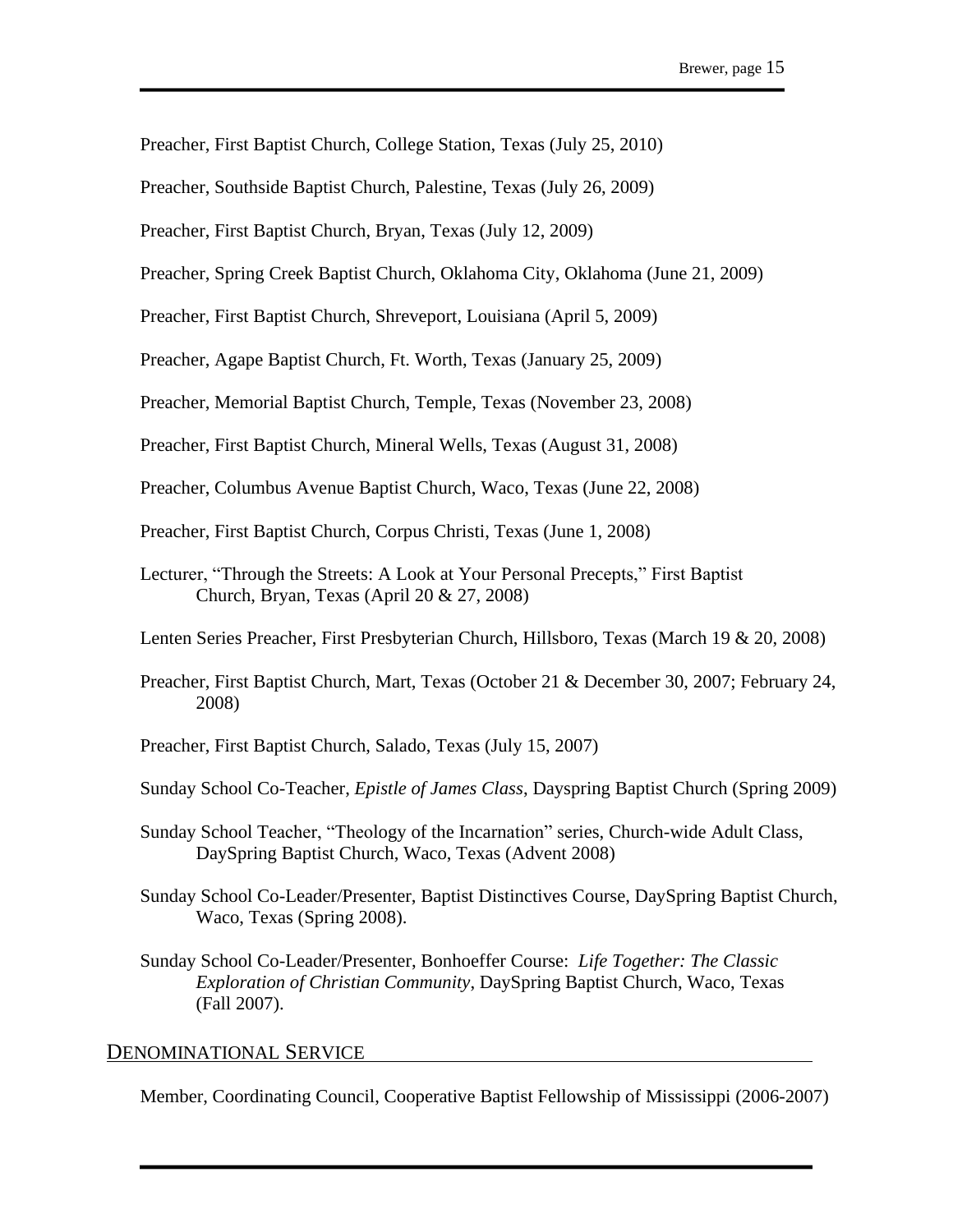Preacher, First Baptist Church, College Station, Texas (July 25, 2010)

Preacher, Southside Baptist Church, Palestine, Texas (July 26, 2009)

Preacher, First Baptist Church, Bryan, Texas (July 12, 2009)

Preacher, Spring Creek Baptist Church, Oklahoma City, Oklahoma (June 21, 2009)

Preacher, First Baptist Church, Shreveport, Louisiana (April 5, 2009)

Preacher, Agape Baptist Church, Ft. Worth, Texas (January 25, 2009)

Preacher, Memorial Baptist Church, Temple, Texas (November 23, 2008)

Preacher, First Baptist Church, Mineral Wells, Texas (August 31, 2008)

Preacher, Columbus Avenue Baptist Church, Waco, Texas (June 22, 2008)

Preacher, First Baptist Church, Corpus Christi, Texas (June 1, 2008)

Lecturer, "Through the Streets: A Look at Your Personal Precepts," First Baptist Church, Bryan, Texas (April 20 & 27, 2008)

Lenten Series Preacher, First Presbyterian Church, Hillsboro, Texas (March 19 & 20, 2008)

Preacher, First Baptist Church, Mart, Texas (October 21 & December 30, 2007; February 24, 2008)

Preacher, First Baptist Church, Salado, Texas (July 15, 2007)

Sunday School Co-Teacher, *Epistle of James Class*, Dayspring Baptist Church (Spring 2009)

Sunday School Teacher, "Theology of the Incarnation" series, Church-wide Adult Class, DaySpring Baptist Church, Waco, Texas (Advent 2008)

Sunday School Co-Leader/Presenter, Baptist Distinctives Course, DaySpring Baptist Church, Waco, Texas (Spring 2008).

Sunday School Co-Leader/Presenter, Bonhoeffer Course: *Life Together: The Classic Exploration of Christian Community*, DaySpring Baptist Church, Waco, Texas (Fall 2007).

## DENOMINATIONAL SERVICE

Member, Coordinating Council, Cooperative Baptist Fellowship of Mississippi (2006-2007)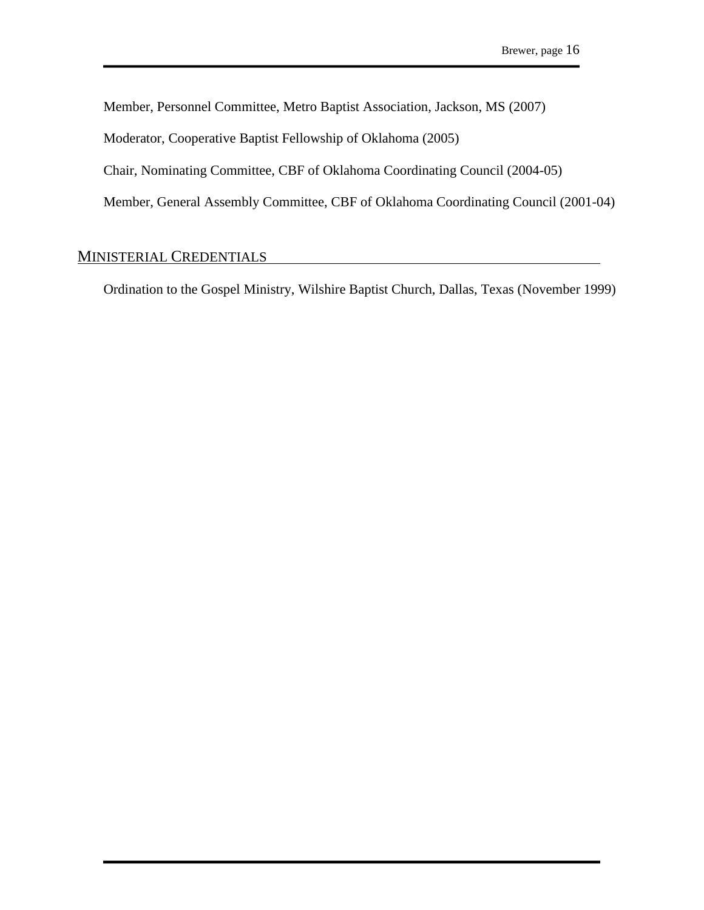Member, Personnel Committee, Metro Baptist Association, Jackson, MS (2007)

Moderator, Cooperative Baptist Fellowship of Oklahoma (2005)

Chair, Nominating Committee, CBF of Oklahoma Coordinating Council (2004-05)

Member, General Assembly Committee, CBF of Oklahoma Coordinating Council (2001-04)

## MINISTERIAL CREDENTIALS

Ordination to the Gospel Ministry, Wilshire Baptist Church, Dallas, Texas (November 1999)